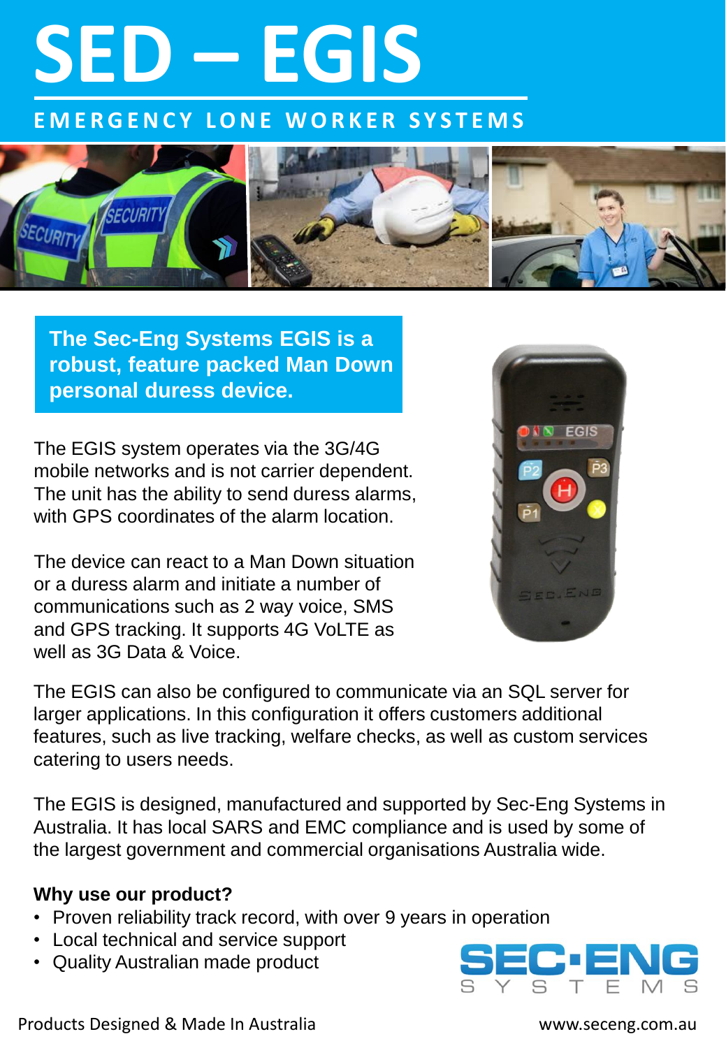# SED – EGIS

## EMERGENCY LONE WORKER SYSTEMS

**The Sec-Eng Systems EGIS is a robust, feature packed Man Down personal duress device.**

The EGIS system operates via the 3G/4G mobile networks and is not carrier dependent. The unit has the ability to send duress alarms, with GPS coordinates of the alarm location.

The device can react to a Man Down situation or a duress alarm and initiate a number of communications such as 2 way voice, SMS and GPS tracking. It supports 4G VoLTE as well as 3G Data & Voice.

The EGIS can also be configured to communicate via an SQL server for larger applications. In this configuration it offers customers additional features, such as live tracking, welfare checks, as well as custom services catering to users needs.

The EGIS is designed, manufactured and supported by Sec-Eng Systems in Australia. It has local SARS and EMC compliance and is used by some of the largest government and commercial organisations Australia wide.

**Why use our product?**

- Proven reliability track record, with over 9 years in operation
- Local technical and service support
- Quality Australian made product

SEC-ENG SYSTEMS

Products Designed & Made In Australia

www.seceng.com.au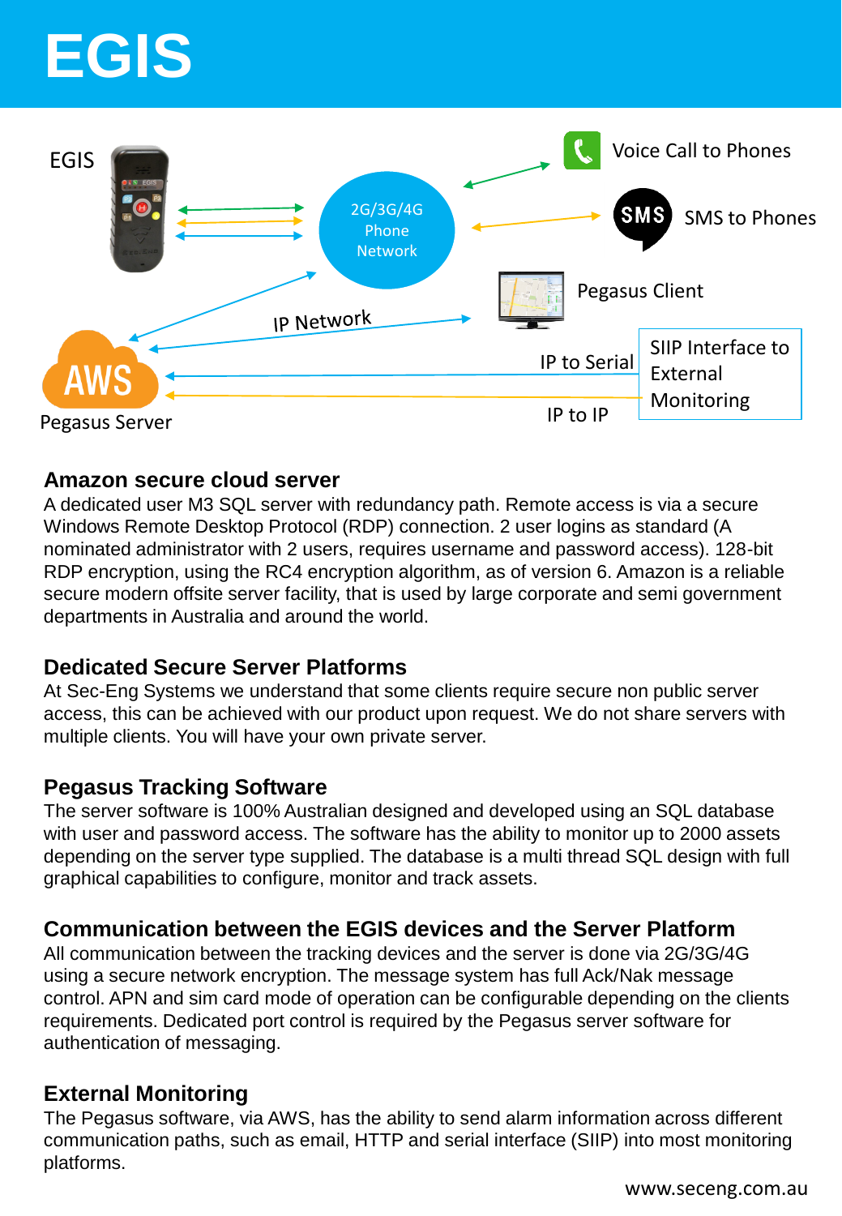# EGIS

EGIS

2G/3G/4G Phone Network

Voice Call to Phones

SMS to Phones

Pegasus Client

IP Network

IP to Serial

SIIP Interface to External Monitoring

IP to IP

Pegasus Server

## Amazon secure cloud server

A dedicated user M3 SQL server with redundancy path. Remote access is via a secure Windows Remote Desktop Protocol (RDP) connection. 2 user logins as standard (A nominated administrator with 2 users, requires username and password access). 128-bit RDP encryption, using the RC4 encryption algorithm, as of version 6. Amazon is a reliable secure modern offsite server facility, that is used by large corporate and semi government departments in Australia and around the world.

## Dedicated Secure Server Platforms

At Sec-Eng Systems we understand that some clients require secure non public server access, this can be achieved with our product upon request. We do not share servers with multiple clients. You will have your own private server.

## Pegasus Tracking Software

The server software is 100% Australian designed and developed using an SQL database with user and password access. The software has the ability to monitor up to 2000 assets depending on the server type supplied. The database is a multi thread SQL design with full graphical capabilities to configure, monitor and track assets.

## Communication between the EGIS devices and the Server Platform

All communication between the tracking devices and the server is done via 2G/3G/4G using a secure network encryption. The message system has full Ack/Nak message control. APN and sim card mode of operation can be configurable depending on the clients requirements. Dedicated port control is required by the Pegasus server software for authentication of messaging.

## External Monitoring

The Pegasus software, via AWS, has the ability to send alarm information across different communication paths, such as email, HTTP and serial interface (SIIP) into most monitoring platforms.

www.seceng.com.au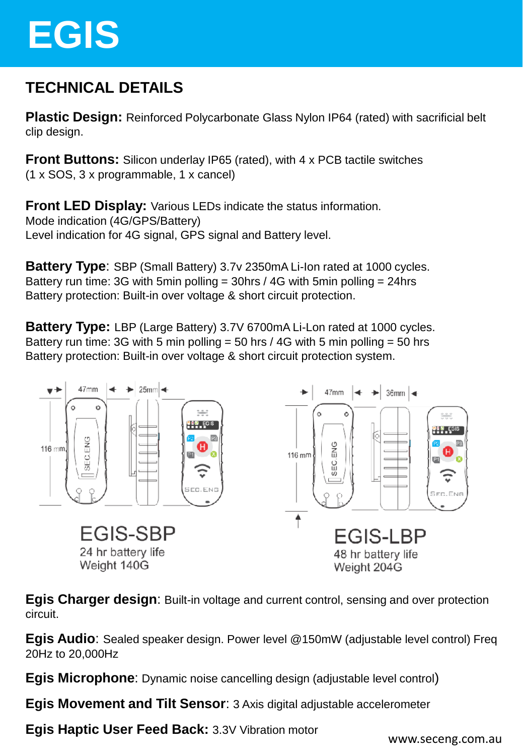# EGIS

## TECHNICAL DETAILS

**Plastic Design:** Reinforced Polycarbonate Glass Nylon IP64 (rated) with sacrificial belt clip design.

**Front Buttons:** Silicon underlay IP65 (rated), with 4 x PCB tactile switches (1 x SOS, 3 x programmable, 1 x cancel)

**Front LED Display:** Various LEDs indicate the status information.
Mode indication (4G/GPS/Battery)
Level indication for 4G signal, GPS signal and Battery level.

**Battery Type**: SBP (Small Battery) 3.7v 2350mA Li-Ion rated at 1000 cycles.
Battery run time: 3G with 5min polling = 30hrs / 4G with 5min polling = 24hrs
Battery protection: Built-in over voltage & short circuit protection.

**Battery Type:** LBP (Large Battery) 3.7V 6700mA Li-Lon rated at 1000 cycles.
Battery run time: 3G with 5 min polling = 50 hrs / 4G with 5 min polling = 50 hrs
Battery protection: Built-in over voltage & short circuit protection system.

47mm 25mm 116 mm

EGIS-SBP
24 hr battery life
Weight 140G

47mm 36mm 116 mm

EGIS-LBP
48 hr battery life
Weight 204G

**Egis Charger design**: Built-in voltage and current control, sensing and over protection circuit.

**Egis Audio**: Sealed speaker design. Power level @150mW (adjustable level control) Freq 20Hz to 20,000Hz

**Egis Microphone**: Dynamic noise cancelling design (adjustable level control)

**Egis Movement and Tilt Sensor**: 3 Axis digital adjustable accelerometer

**Egis Haptic User Feed Back:** 3.3V Vibration motor

www.seceng.com.au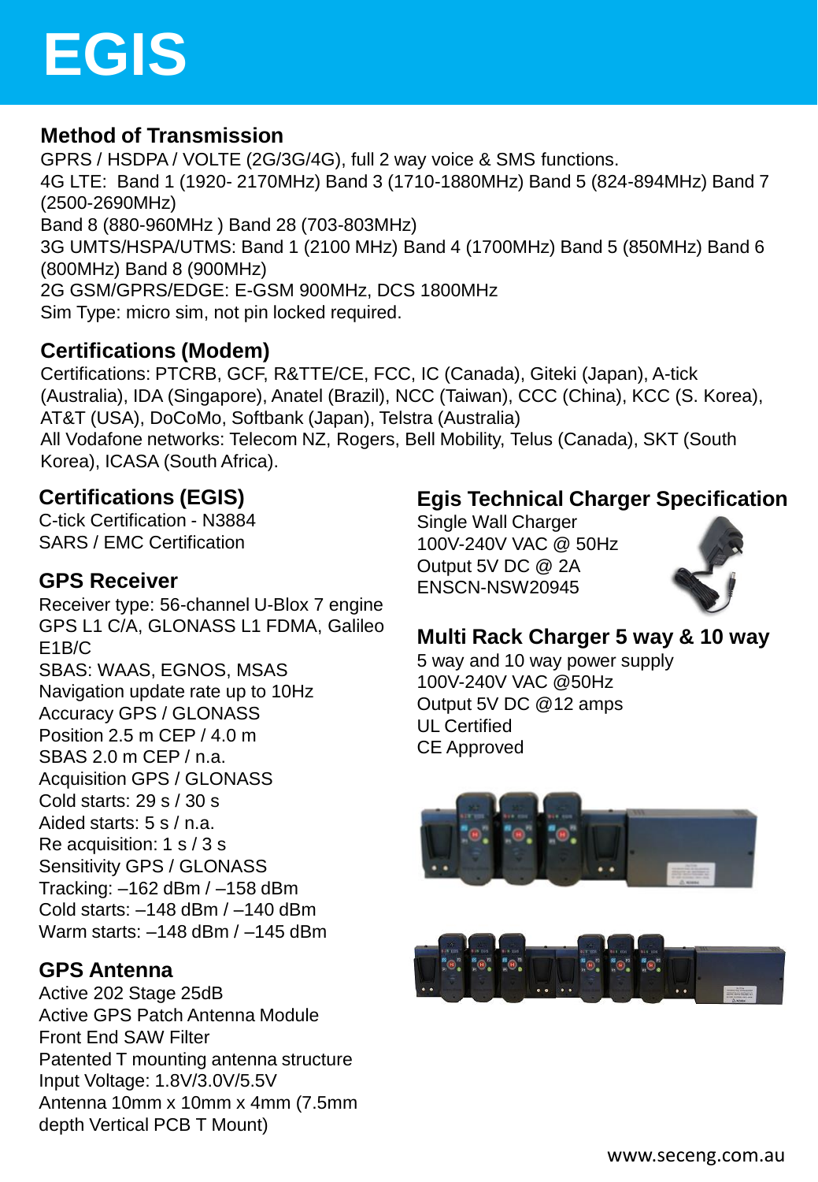# EGIS

## Method of Transmission

GPRS / HSDPA / VOLTE (2G/3G/4G), full 2 way voice & SMS functions.
4G LTE: Band 1 (1920- 2170MHz) Band 3 (1710-1880MHz) Band 5 (824-894MHz) Band 7 (2500-2690MHz)
Band 8 (880-960MHz ) Band 28 (703-803MHz)
3G UMTS/HSPA/UTMS: Band 1 (2100 MHz) Band 4 (1700MHz) Band 5 (850MHz) Band 6 (800MHz) Band 8 (900MHz)
2G GSM/GPRS/EDGE: E-GSM 900MHz, DCS 1800MHz
Sim Type: micro sim, not pin locked required.

## Certifications (Modem)

Certifications: PTCRB, GCF, R&TTE/CE, FCC, IC (Canada), Giteki (Japan), A-tick (Australia), IDA (Singapore), Anatel (Brazil), NCC (Taiwan), CCC (China), KCC (S. Korea), AT&T (USA), DoCoMo, Softbank (Japan), Telstra (Australia)
All Vodafone networks: Telecom NZ, Rogers, Bell Mobility, Telus (Canada), SKT (South Korea), ICASA (South Africa).

## Certifications (EGIS)

C-tick Certification - N3884
SARS / EMC Certification

## GPS Receiver

Receiver type: 56-channel U-Blox 7 engine
GPS L1 C/A, GLONASS L1 FDMA, Galileo E1B/C
SBAS: WAAS, EGNOS, MSAS
Navigation update rate up to 10Hz
Accuracy GPS / GLONASS
Position 2.5 m CEP / 4.0 m
SBAS 2.0 m CEP / n.a.
Acquisition GPS / GLONASS
Cold starts: 29 s / 30 s
Aided starts: 5 s / n.a.
Re acquisition: 1 s / 3 s
Sensitivity GPS / GLONASS
Tracking: –162 dBm / –158 dBm
Cold starts: –148 dBm / –140 dBm
Warm starts: –148 dBm / –145 dBm

## GPS Antenna

Active 202 Stage 25dB
Active GPS Patch Antenna Module
Front End SAW Filter
Patented T mounting antenna structure
Input Voltage: 1.8V/3.0V/5.5V
Antenna 10mm x 10mm x 4mm (7.5mm depth Vertical PCB T Mount)

## Egis Technical Charger Specification

Single Wall Charger
100V-240V VAC @ 50Hz
Output 5V DC @ 2A
ENSCN-NSW20945

## Multi Rack Charger 5 way & 10 way

5 way and 10 way power supply
100V-240V VAC @50Hz
Output 5V DC @12 amps
UL Certified
CE Approved